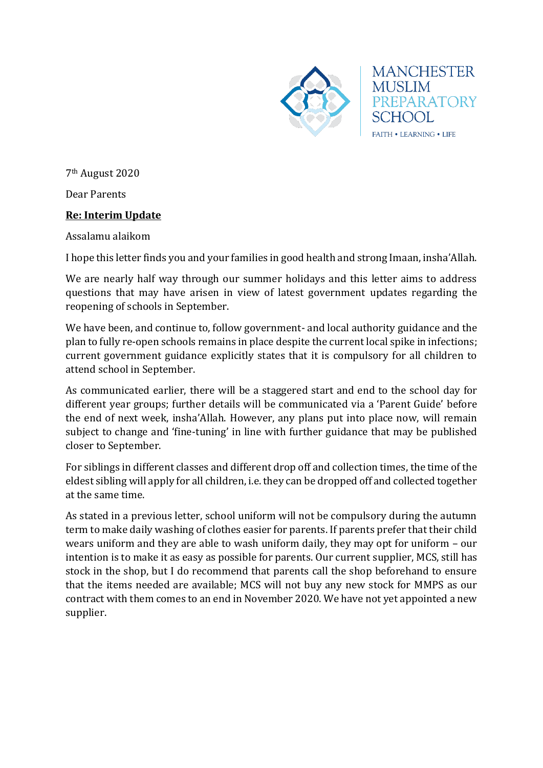MANCHESTER MUSLIM PREPARATORY SCHOOL

FAITH • LEARNING • LIFE

7th August 2020

Dear Parents

**Re: Interim Update**

Assalamu alaikom

I hope this letter finds you and your families in good health and strong Imaan, insha'Allah.

We are nearly half way through our summer holidays and this letter aims to address questions that may have arisen in view of latest government updates regarding the reopening of schools in September.

We have been, and continue to, follow government- and local authority guidance and the plan to fully re-open schools remains in place despite the current local spike in infections; current government guidance explicitly states that it is compulsory for all children to attend school in September.

As communicated earlier, there will be a staggered start and end to the school day for different year groups; further details will be communicated via a 'Parent Guide' before the end of next week, insha'Allah. However, any plans put into place now, will remain subject to change and 'fine-tuning' in line with further guidance that may be published closer to September.

For siblings in different classes and different drop off and collection times, the time of the eldest sibling will apply for all children, i.e. they can be dropped off and collected together at the same time.

As stated in a previous letter, school uniform will not be compulsory during the autumn term to make daily washing of clothes easier for parents. If parents prefer that their child wears uniform and they are able to wash uniform daily, they may opt for uniform – our intention is to make it as easy as possible for parents. Our current supplier, MCS, still has stock in the shop, but I do recommend that parents call the shop beforehand to ensure that the items needed are available; MCS will not buy any new stock for MMPS as our contract with them comes to an end in November 2020. We have not yet appointed a new supplier.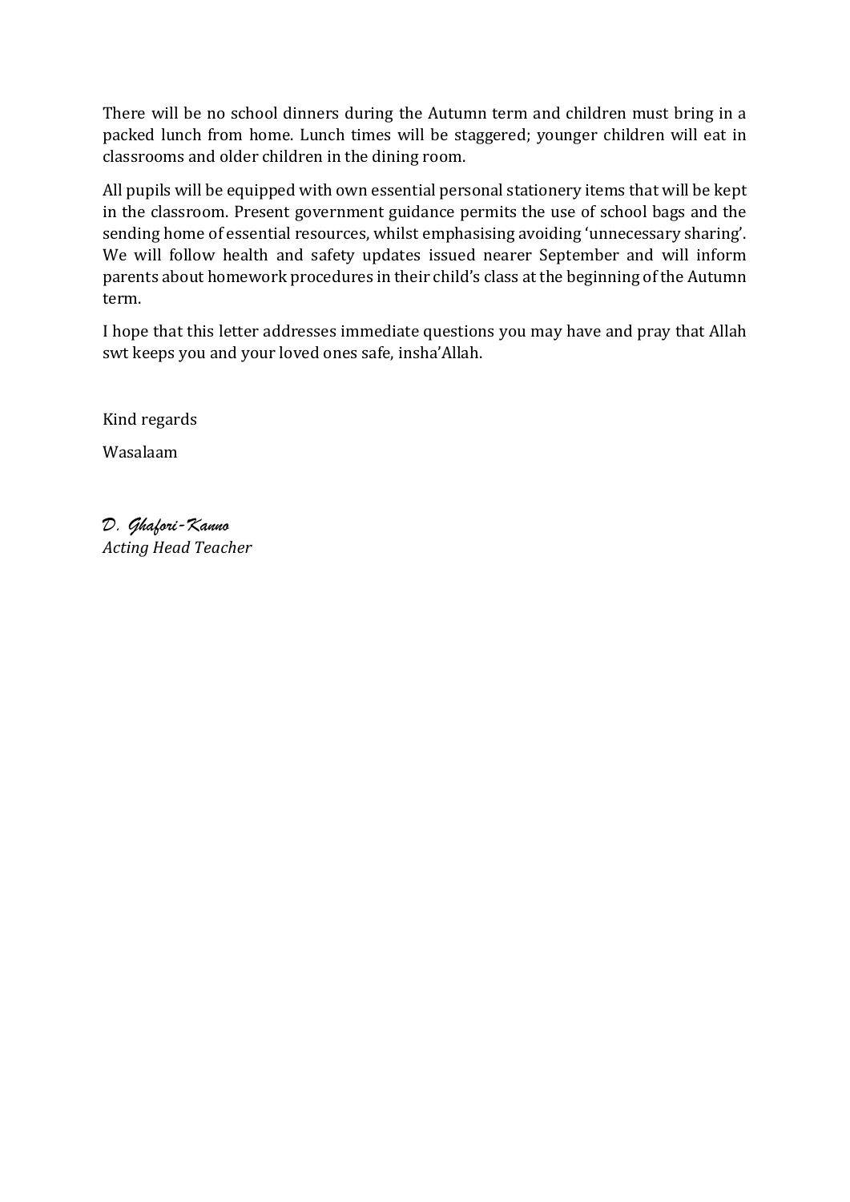There will be no school dinners during the Autumn term and children must bring in a packed lunch from home. Lunch times will be staggered; younger children will eat in classrooms and older children in the dining room.

All pupils will be equipped with own essential personal stationery items that will be kept in the classroom. Present government guidance permits the use of school bags and the sending home of essential resources, whilst emphasising avoiding 'unnecessary sharing'. We will follow health and safety updates issued nearer September and will inform parents about homework procedures in their child's class at the beginning of the Autumn term.

I hope that this letter addresses immediate questions you may have and pray that Allah swt keeps you and your loved ones safe, insha'Allah.

Kind regards

Wasalaam

*D. Ghafori-Kanno*
*Acting Head Teacher*